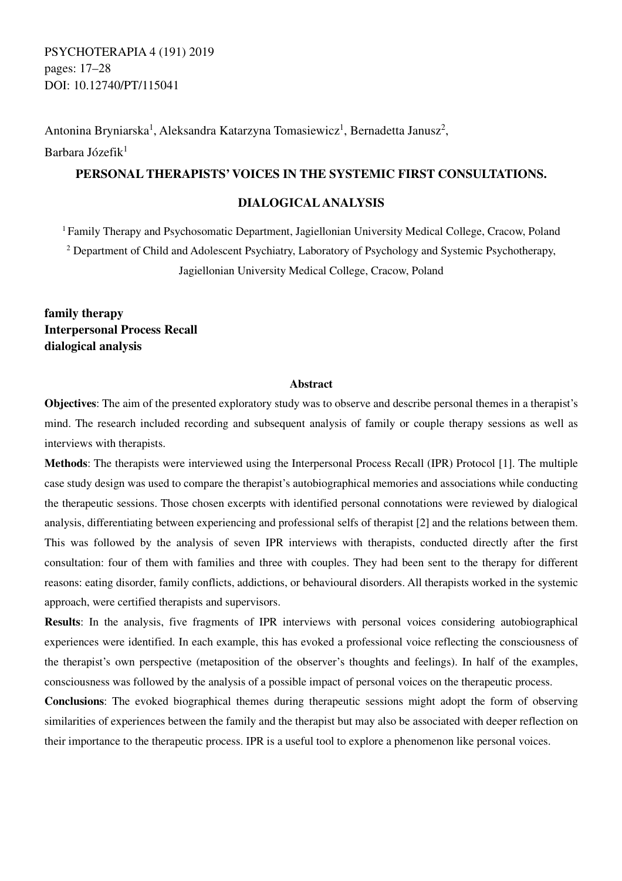PSYCHOTERAPIA 4 (191) 2019
pages: 17–28
DOI: 10.12740/PT/115041

Antonina Bryniarska[1], Aleksandra Katarzyna Tomasiewicz[1], Bernadetta Janusz[2], Barbara Józefik[1]

# PERSONAL THERAPISTS' VOICES IN THE SYSTEMIC FIRST CONSULTATIONS. DIALOGICAL ANALYSIS

[1] Family Therapy and Psychosomatic Department, Jagiellonian University Medical College, Cracow, Poland

[2] Department of Child and Adolescent Psychiatry, Laboratory of Psychology and Systemic Psychotherapy, Jagiellonian University Medical College, Cracow, Poland

**family therapy**
**Interpersonal Process Recall**
**dialogical analysis**

## Abstract

**Objectives**: The aim of the presented exploratory study was to observe and describe personal themes in a therapist's mind. The research included recording and subsequent analysis of family or couple therapy sessions as well as interviews with therapists.

**Methods**: The therapists were interviewed using the Interpersonal Process Recall (IPR) Protocol [1]. The multiple case study design was used to compare the therapist's autobiographical memories and associations while conducting the therapeutic sessions. Those chosen excerpts with identified personal connotations were reviewed by dialogical analysis, differentiating between experiencing and professional selfs of therapist [2] and the relations between them. This was followed by the analysis of seven IPR interviews with therapists, conducted directly after the first consultation: four of them with families and three with couples. They had been sent to the therapy for different reasons: eating disorder, family conflicts, addictions, or behavioural disorders. All therapists worked in the systemic approach, were certified therapists and supervisors.

**Results**: In the analysis, five fragments of IPR interviews with personal voices considering autobiographical experiences were identified. In each example, this has evoked a professional voice reflecting the consciousness of the therapist's own perspective (metaposition of the observer's thoughts and feelings). In half of the examples, consciousness was followed by the analysis of a possible impact of personal voices on the therapeutic process.

**Conclusions**: The evoked biographical themes during therapeutic sessions might adopt the form of observing similarities of experiences between the family and the therapist but may also be associated with deeper reflection on their importance to the therapeutic process. IPR is a useful tool to explore a phenomenon like personal voices.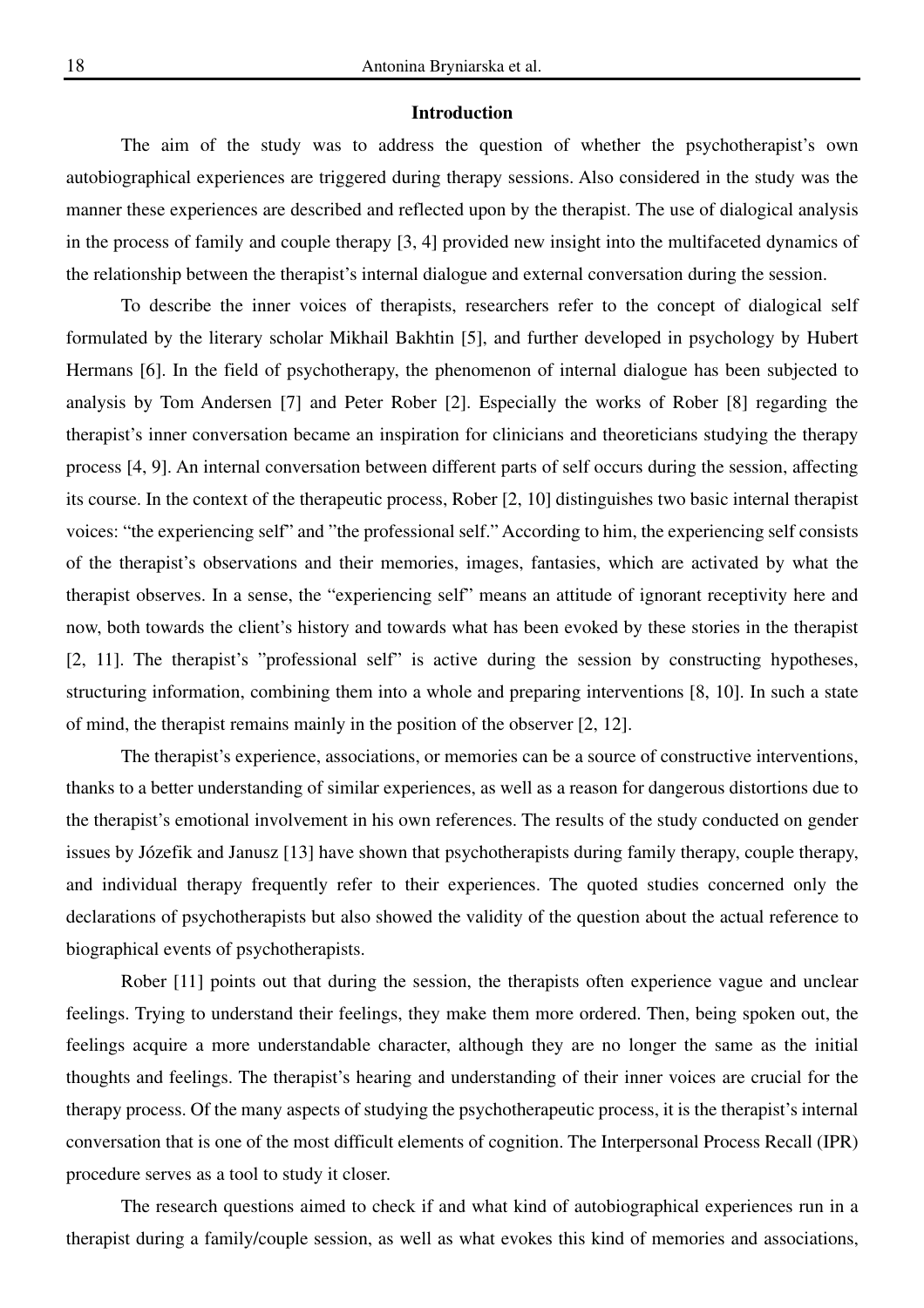## Introduction

The aim of the study was to address the question of whether the psychotherapist's own autobiographical experiences are triggered during therapy sessions. Also considered in the study was the manner these experiences are described and reflected upon by the therapist. The use of dialogical analysis in the process of family and couple therapy [3, 4] provided new insight into the multifaceted dynamics of the relationship between the therapist's internal dialogue and external conversation during the session.

To describe the inner voices of therapists, researchers refer to the concept of dialogical self formulated by the literary scholar Mikhail Bakhtin [5], and further developed in psychology by Hubert Hermans [6]. In the field of psychotherapy, the phenomenon of internal dialogue has been subjected to analysis by Tom Andersen [7] and Peter Rober [2]. Especially the works of Rober [8] regarding the therapist's inner conversation became an inspiration for clinicians and theoreticians studying the therapy process [4, 9]. An internal conversation between different parts of self occurs during the session, affecting its course. In the context of the therapeutic process, Rober [2, 10] distinguishes two basic internal therapist voices: "the experiencing self" and "the professional self." According to him, the experiencing self consists of the therapist's observations and their memories, images, fantasies, which are activated by what the therapist observes. In a sense, the "experiencing self" means an attitude of ignorant receptivity here and now, both towards the client's history and towards what has been evoked by these stories in the therapist [2, 11]. The therapist's "professional self" is active during the session by constructing hypotheses, structuring information, combining them into a whole and preparing interventions [8, 10]. In such a state of mind, the therapist remains mainly in the position of the observer [2, 12].

The therapist's experience, associations, or memories can be a source of constructive interventions, thanks to a better understanding of similar experiences, as well as a reason for dangerous distortions due to the therapist's emotional involvement in his own references. The results of the study conducted on gender issues by Józefik and Janusz [13] have shown that psychotherapists during family therapy, couple therapy, and individual therapy frequently refer to their experiences. The quoted studies concerned only the declarations of psychotherapists but also showed the validity of the question about the actual reference to biographical events of psychotherapists.

Rober [11] points out that during the session, the therapists often experience vague and unclear feelings. Trying to understand their feelings, they make them more ordered. Then, being spoken out, the feelings acquire a more understandable character, although they are no longer the same as the initial thoughts and feelings. The therapist's hearing and understanding of their inner voices are crucial for the therapy process. Of the many aspects of studying the psychotherapeutic process, it is the therapist's internal conversation that is one of the most difficult elements of cognition. The Interpersonal Process Recall (IPR) procedure serves as a tool to study it closer.

The research questions aimed to check if and what kind of autobiographical experiences run in a therapist during a family/couple session, as well as what evokes this kind of memories and associations,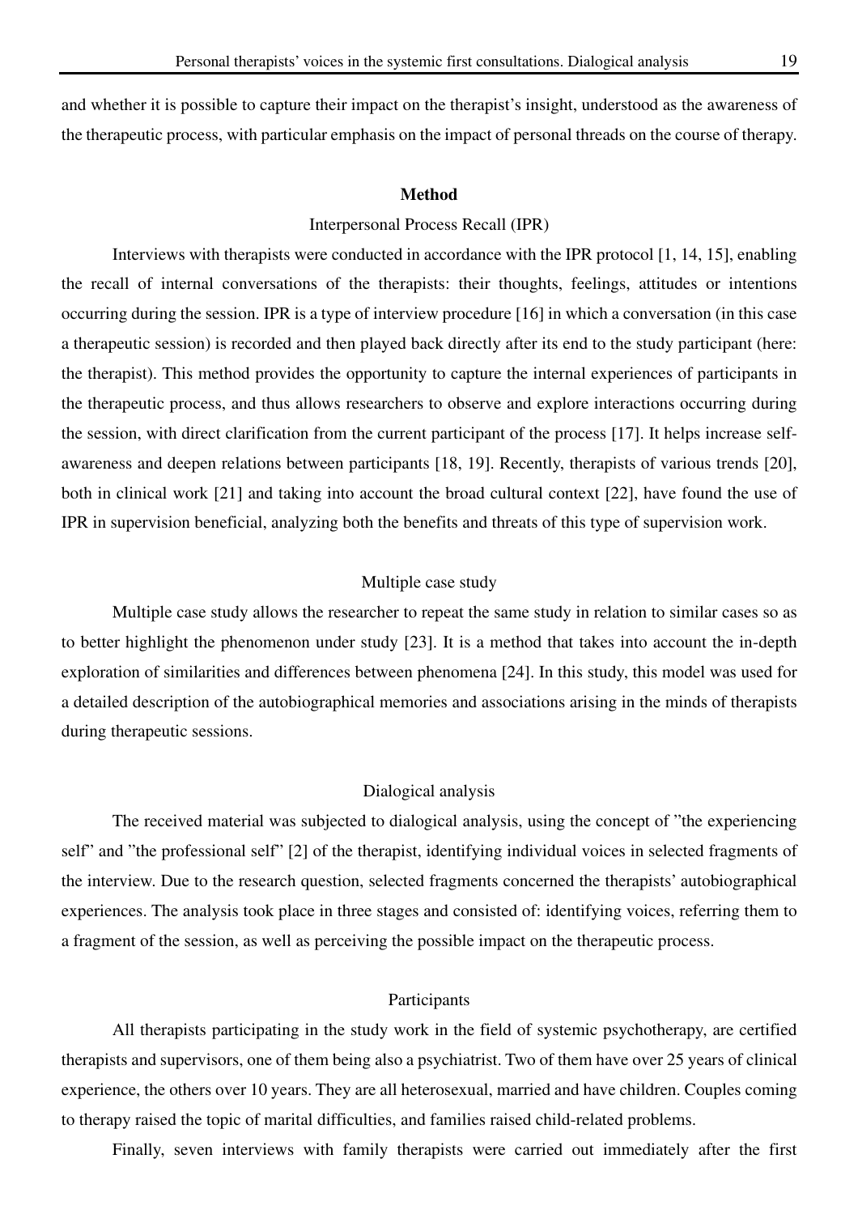and whether it is possible to capture their impact on the therapist's insight, understood as the awareness of the therapeutic process, with particular emphasis on the impact of personal threads on the course of therapy.

## Method

### Interpersonal Process Recall (IPR)

Interviews with therapists were conducted in accordance with the IPR protocol [1, 14, 15], enabling the recall of internal conversations of the therapists: their thoughts, feelings, attitudes or intentions occurring during the session. IPR is a type of interview procedure [16] in which a conversation (in this case a therapeutic session) is recorded and then played back directly after its end to the study participant (here: the therapist). This method provides the opportunity to capture the internal experiences of participants in the therapeutic process, and thus allows researchers to observe and explore interactions occurring during the session, with direct clarification from the current participant of the process [17]. It helps increase self-awareness and deepen relations between participants [18, 19]. Recently, therapists of various trends [20], both in clinical work [21] and taking into account the broad cultural context [22], have found the use of IPR in supervision beneficial, analyzing both the benefits and threats of this type of supervision work.

### Multiple case study

Multiple case study allows the researcher to repeat the same study in relation to similar cases so as to better highlight the phenomenon under study [23]. It is a method that takes into account the in-depth exploration of similarities and differences between phenomena [24]. In this study, this model was used for a detailed description of the autobiographical memories and associations arising in the minds of therapists during therapeutic sessions.

### Dialogical analysis

The received material was subjected to dialogical analysis, using the concept of "the experiencing self" and "the professional self" [2] of the therapist, identifying individual voices in selected fragments of the interview. Due to the research question, selected fragments concerned the therapists' autobiographical experiences. The analysis took place in three stages and consisted of: identifying voices, referring them to a fragment of the session, as well as perceiving the possible impact on the therapeutic process.

### Participants

All therapists participating in the study work in the field of systemic psychotherapy, are certified therapists and supervisors, one of them being also a psychiatrist. Two of them have over 25 years of clinical experience, the others over 10 years. They are all heterosexual, married and have children. Couples coming to therapy raised the topic of marital difficulties, and families raised child-related problems.

Finally, seven interviews with family therapists were carried out immediately after the first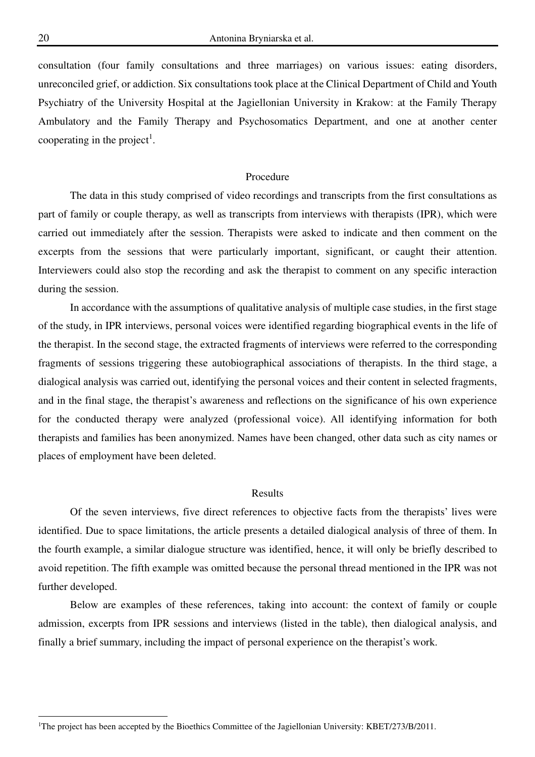consultation (four family consultations and three marriages) on various issues: eating disorders, unreconciled grief, or addiction. Six consultations took place at the Clinical Department of Child and Youth Psychiatry of the University Hospital at the Jagiellonian University in Krakow: at the Family Therapy Ambulatory and the Family Therapy and Psychosomatics Department, and one at another center cooperating in the project[1].

## Procedure

The data in this study comprised of video recordings and transcripts from the first consultations as part of family or couple therapy, as well as transcripts from interviews with therapists (IPR), which were carried out immediately after the session. Therapists were asked to indicate and then comment on the excerpts from the sessions that were particularly important, significant, or caught their attention. Interviewers could also stop the recording and ask the therapist to comment on any specific interaction during the session.

In accordance with the assumptions of qualitative analysis of multiple case studies, in the first stage of the study, in IPR interviews, personal voices were identified regarding biographical events in the life of the therapist. In the second stage, the extracted fragments of interviews were referred to the corresponding fragments of sessions triggering these autobiographical associations of therapists. In the third stage, a dialogical analysis was carried out, identifying the personal voices and their content in selected fragments, and in the final stage, the therapist's awareness and reflections on the significance of his own experience for the conducted therapy were analyzed (professional voice). All identifying information for both therapists and families has been anonymized. Names have been changed, other data such as city names or places of employment have been deleted.

## Results

Of the seven interviews, five direct references to objective facts from the therapists' lives were identified. Due to space limitations, the article presents a detailed dialogical analysis of three of them. In the fourth example, a similar dialogue structure was identified, hence, it will only be briefly described to avoid repetition. The fifth example was omitted because the personal thread mentioned in the IPR was not further developed.

Below are examples of these references, taking into account: the context of family or couple admission, excerpts from IPR sessions and interviews (listed in the table), then dialogical analysis, and finally a brief summary, including the impact of personal experience on the therapist's work.

---

[1]The project has been accepted by the Bioethics Committee of the Jagiellonian University: KBET/273/B/2011.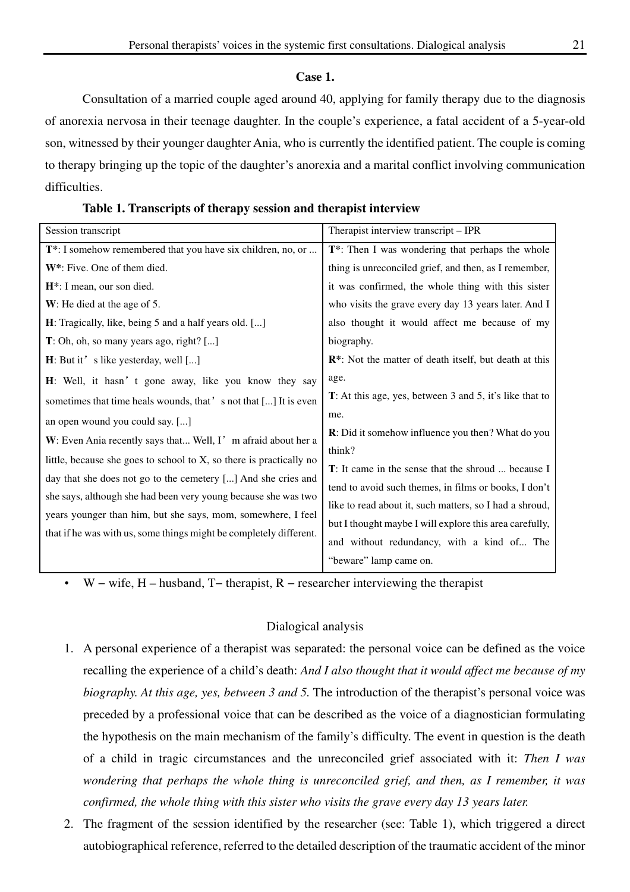**Case 1.**

Consultation of a married couple aged around 40, applying for family therapy due to the diagnosis of anorexia nervosa in their teenage daughter. In the couple's experience, a fatal accident of a 5-year-old son, witnessed by their younger daughter Ania, who is currently the identified patient. The couple is coming to therapy bringing up the topic of the daughter's anorexia and a marital conflict involving communication difficulties.

**Table 1. Transcripts of therapy session and therapist interview**

| Session transcript | Therapist interview transcript – IPR |
|---|---|
| **T***: I somehow remembered that you have six children, no, or ...<br>**W***: Five. One of them died.<br>**H***: I mean, our son died.<br>**W**: He died at the age of 5.<br>**H**: Tragically, like, being 5 and a half years old. [...]<br>**T**: Oh, oh, so many years ago, right? [...]<br>**H**: But it's like yesterday, well [...]<br>**H**: Well, it hasn't gone away, like you know they say sometimes that time heals wounds, that's not that [...] It is even an open wound you could say. [...]<br>**W**: Even Ania recently says that... Well, I'm afraid about her a little, because she goes to school to X, so there is practically no day that she does not go to the cemetery [...] And she cries and she says, although she had been very young because she was two years younger than him, but she says, mom, somewhere, I feel that if he was with us, some things might be completely different. | **T***: Then I was wondering that perhaps the whole thing is unreconciled grief, and then, as I remember, it was confirmed, the whole thing with this sister who visits the grave every day 13 years later. And I also thought it would affect me because of my biography.<br>**R***: Not the matter of death itself, but death at this age.<br>**T**: At this age, yes, between 3 and 5, it's like that to me.<br>**R**: Did it somehow influence you then? What do you think?<br>**T**: It came in the sense that the shroud ... because I tend to avoid such themes, in films or books, I don't like to read about it, such matters, so I had a shroud, but I thought maybe I will explore this area carefully, and without redundancy, with a kind of... The "beware" lamp came on. |

- W – wife, H – husband, T– therapist, R – researcher interviewing the therapist

Dialogical analysis

1. A personal experience of a therapist was separated: the personal voice can be defined as the voice recalling the experience of a child's death: *And I also thought that it would affect me because of my biography. At this age, yes, between 3 and 5.* The introduction of the therapist's personal voice was preceded by a professional voice that can be described as the voice of a diagnostician formulating the hypothesis on the main mechanism of the family's difficulty. The event in question is the death of a child in tragic circumstances and the unreconciled grief associated with it: *Then I was wondering that perhaps the whole thing is unreconciled grief, and then, as I remember, it was confirmed, the whole thing with this sister who visits the grave every day 13 years later.*
2. The fragment of the session identified by the researcher (see: Table 1), which triggered a direct autobiographical reference, referred to the detailed description of the traumatic accident of the minor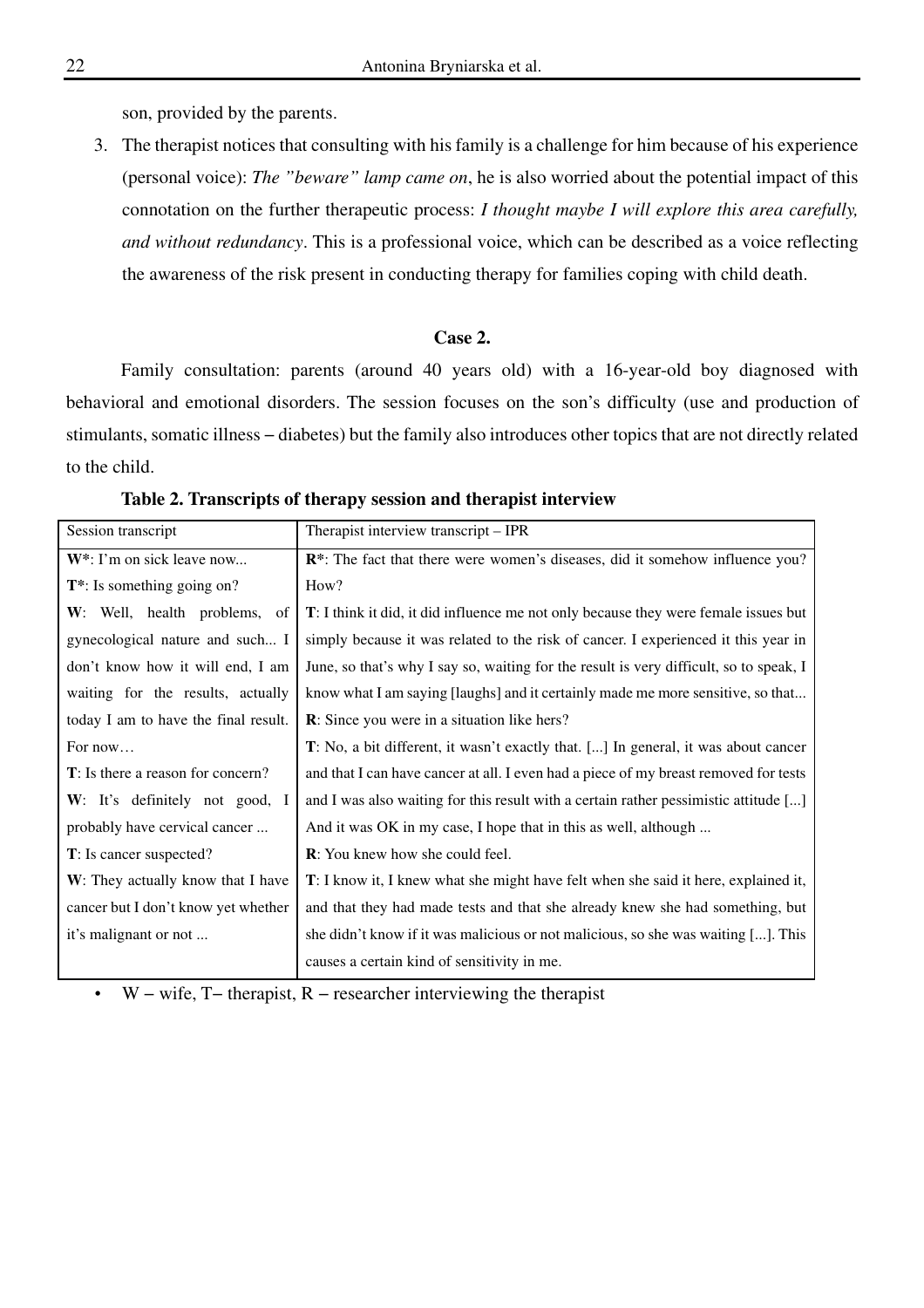son, provided by the parents.

3. The therapist notices that consulting with his family is a challenge for him because of his experience (personal voice): *The "beware" lamp came on*, he is also worried about the potential impact of this connotation on the further therapeutic process: *I thought maybe I will explore this area carefully, and without redundancy*. This is a professional voice, which can be described as a voice reflecting the awareness of the risk present in conducting therapy for families coping with child death.

### Case 2.

Family consultation: parents (around 40 years old) with a 16-year-old boy diagnosed with behavioral and emotional disorders. The session focuses on the son's difficulty (use and production of stimulants, somatic illness – diabetes) but the family also introduces other topics that are not directly related to the child.

**Table 2. Transcripts of therapy session and therapist interview**

| Session transcript | Therapist interview transcript – IPR |
|---|---|
| **W\***: I'm on sick leave now...<br>**T\***: Is something going on?<br>**W**: Well, health problems, of gynecological nature and such... I don't know how it will end, I am waiting for the results, actually today I am to have the final result. For now…<br>**T**: Is there a reason for concern?<br>**W**: It's definitely not good, I probably have cervical cancer ...<br>**T**: Is cancer suspected?<br>**W**: They actually know that I have cancer but I don't know yet whether it's malignant or not ... | **R\***: The fact that there were women's diseases, did it somehow influence you? How?<br>**T**: I think it did, it did influence me not only because they were female issues but simply because it was related to the risk of cancer. I experienced it this year in June, so that's why I say so, waiting for the result is very difficult, so to speak, I know what I am saying [laughs] and it certainly made me more sensitive, so that...<br>**R**: Since you were in a situation like hers?<br>**T**: No, a bit different, it wasn't exactly that. [...] In general, it was about cancer and that I can have cancer at all. I even had a piece of my breast removed for tests and I was also waiting for this result with a certain rather pessimistic attitude [...] And it was OK in my case, I hope that in this as well, although ...<br>**R**: You knew how she could feel.<br>**T**: I know it, I knew what she might have felt when she said it here, explained it, and that they had made tests and that she already knew she had something, but she didn't know if it was malicious or not malicious, so she was waiting [...]. This causes a certain kind of sensitivity in me. |

- W – wife, T– therapist, R – researcher interviewing the therapist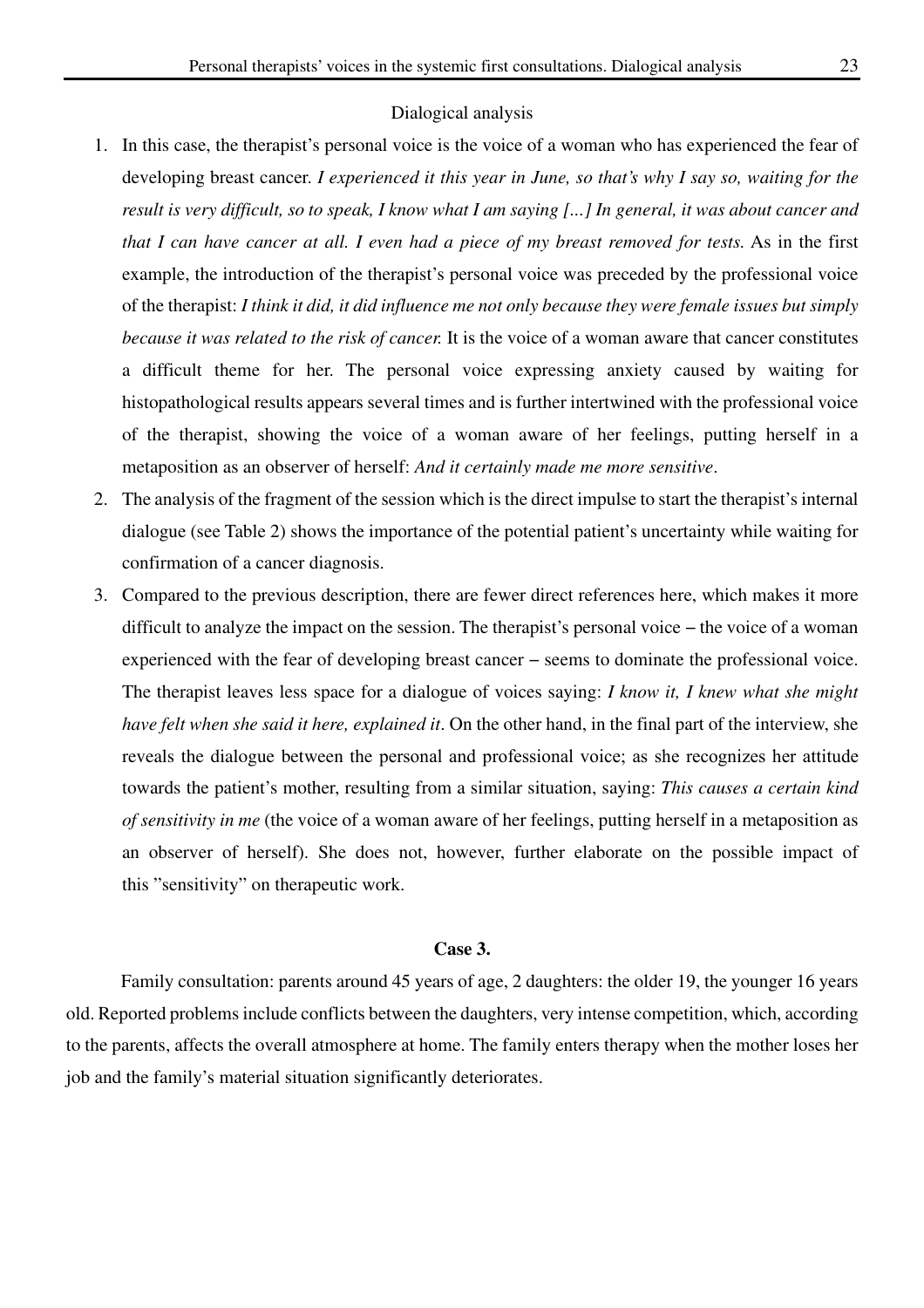Dialogical analysis

1. In this case, the therapist's personal voice is the voice of a woman who has experienced the fear of developing breast cancer. *I experienced it this year in June, so that's why I say so, waiting for the result is very difficult, so to speak, I know what I am saying [...] In general, it was about cancer and that I can have cancer at all. I even had a piece of my breast removed for tests.* As in the first example, the introduction of the therapist's personal voice was preceded by the professional voice of the therapist: *I think it did, it did influence me not only because they were female issues but simply because it was related to the risk of cancer.* It is the voice of a woman aware that cancer constitutes a difficult theme for her. The personal voice expressing anxiety caused by waiting for histopathological results appears several times and is further intertwined with the professional voice of the therapist, showing the voice of a woman aware of her feelings, putting herself in a metaposition as an observer of herself: *And it certainly made me more sensitive*.
2. The analysis of the fragment of the session which is the direct impulse to start the therapist's internal dialogue (see Table 2) shows the importance of the potential patient's uncertainty while waiting for confirmation of a cancer diagnosis.
3. Compared to the previous description, there are fewer direct references here, which makes it more difficult to analyze the impact on the session. The therapist's personal voice – the voice of a woman experienced with the fear of developing breast cancer – seems to dominate the professional voice. The therapist leaves less space for a dialogue of voices saying: *I know it, I knew what she might have felt when she said it here, explained it*. On the other hand, in the final part of the interview, she reveals the dialogue between the personal and professional voice; as she recognizes her attitude towards the patient's mother, resulting from a similar situation, saying: *This causes a certain kind of sensitivity in me* (the voice of a woman aware of her feelings, putting herself in a metaposition as an observer of herself). She does not, however, further elaborate on the possible impact of this "sensitivity" on therapeutic work.

**Case 3.**

Family consultation: parents around 45 years of age, 2 daughters: the older 19, the younger 16 years old. Reported problems include conflicts between the daughters, very intense competition, which, according to the parents, affects the overall atmosphere at home. The family enters therapy when the mother loses her job and the family's material situation significantly deteriorates.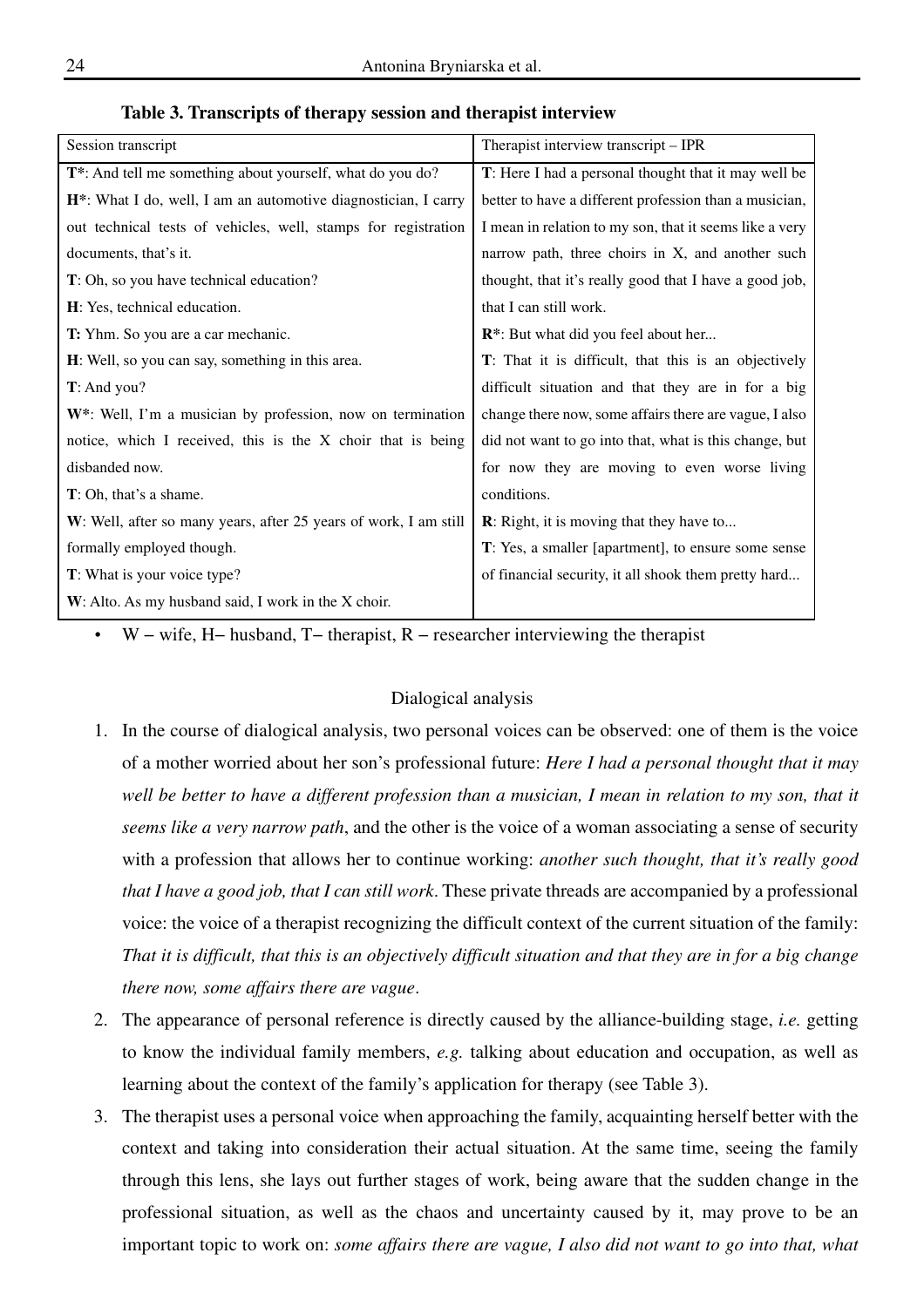**Table 3. Transcripts of therapy session and therapist interview**

| Session transcript | Therapist interview transcript – IPR |
|---|---|
| **T***: And tell me something about yourself, what do you do?<br>**H***: What I do, well, I am an automotive diagnostician, I carry out technical tests of vehicles, well, stamps for registration documents, that's it.<br>**T**: Oh, so you have technical education?<br>**H**: Yes, technical education.<br>**T:** Yhm. So you are a car mechanic.<br>**H**: Well, so you can say, something in this area.<br>**T**: And you?<br>**W***: Well, I'm a musician by profession, now on termination notice, which I received, this is the X choir that is being disbanded now.<br>**T**: Oh, that's a shame.<br>**W**: Well, after so many years, after 25 years of work, I am still formally employed though.<br>**T**: What is your voice type?<br>**W**: Alto. As my husband said, I work in the X choir. | **T**: Here I had a personal thought that it may well be better to have a different profession than a musician, I mean in relation to my son, that it seems like a very narrow path, three choirs in X, and another such thought, that it's really good that I have a good job, that I can still work.<br>**R***: But what did you feel about her...<br>**T**: That it is difficult, that this is an objectively difficult situation and that they are in for a big change there now, some affairs there are vague, I also did not want to go into that, what is this change, but for now they are moving to even worse living conditions.<br>**R**: Right, it is moving that they have to...<br>**T**: Yes, a smaller [apartment], to ensure some sense of financial security, it all shook them pretty hard... |

- W – wife, H– husband, T– therapist, R – researcher interviewing the therapist

Dialogical analysis

1. In the course of dialogical analysis, two personal voices can be observed: one of them is the voice of a mother worried about her son's professional future: *Here I had a personal thought that it may well be better to have a different profession than a musician, I mean in relation to my son, that it seems like a very narrow path*, and the other is the voice of a woman associating a sense of security with a profession that allows her to continue working: *another such thought, that it's really good that I have a good job, that I can still work*. These private threads are accompanied by a professional voice: the voice of a therapist recognizing the difficult context of the current situation of the family: *That it is difficult, that this is an objectively difficult situation and that they are in for a big change there now, some affairs there are vague*.
2. The appearance of personal reference is directly caused by the alliance-building stage, *i.e.* getting to know the individual family members, *e.g.* talking about education and occupation, as well as learning about the context of the family's application for therapy (see Table 3).
3. The therapist uses a personal voice when approaching the family, acquainting herself better with the context and taking into consideration their actual situation. At the same time, seeing the family through this lens, she lays out further stages of work, being aware that the sudden change in the professional situation, as well as the chaos and uncertainty caused by it, may prove to be an important topic to work on: *some affairs there are vague, I also did not want to go into that, what*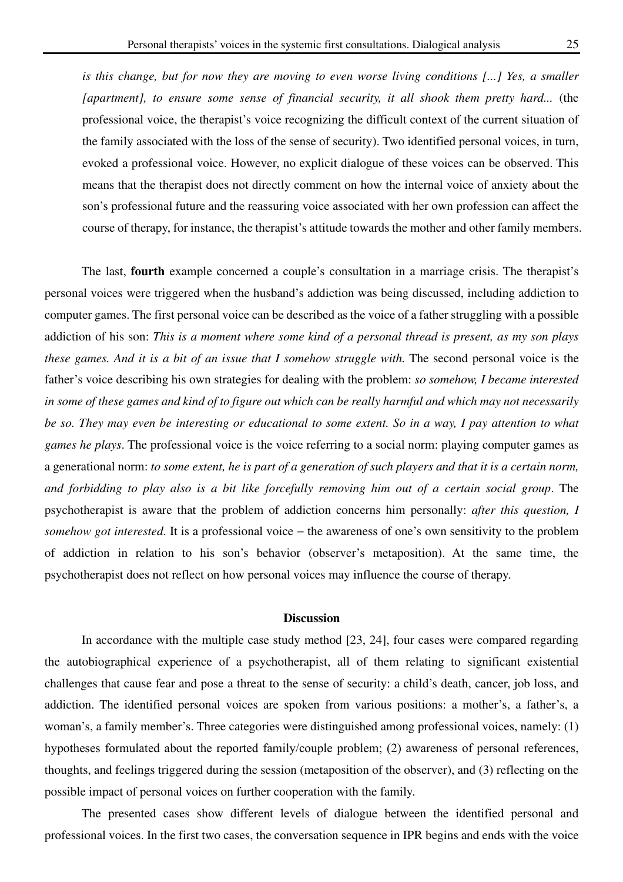*is this change, but for now they are moving to even worse living conditions [...] Yes, a smaller [apartment], to ensure some sense of financial security, it all shook them pretty hard...* (the professional voice, the therapist's voice recognizing the difficult context of the current situation of the family associated with the loss of the sense of security). Two identified personal voices, in turn, evoked a professional voice. However, no explicit dialogue of these voices can be observed. This means that the therapist does not directly comment on how the internal voice of anxiety about the son's professional future and the reassuring voice associated with her own profession can affect the course of therapy, for instance, the therapist's attitude towards the mother and other family members.

The last, **fourth** example concerned a couple's consultation in a marriage crisis. The therapist's personal voices were triggered when the husband's addiction was being discussed, including addiction to computer games. The first personal voice can be described as the voice of a father struggling with a possible addiction of his son: *This is a moment where some kind of a personal thread is present, as my son plays these games. And it is a bit of an issue that I somehow struggle with.* The second personal voice is the father's voice describing his own strategies for dealing with the problem: *so somehow, I became interested in some of these games and kind of to figure out which can be really harmful and which may not necessarily be so. They may even be interesting or educational to some extent. So in a way, I pay attention to what games he plays*. The professional voice is the voice referring to a social norm: playing computer games as a generational norm: *to some extent, he is part of a generation of such players and that it is a certain norm, and forbidding to play also is a bit like forcefully removing him out of a certain social group*. The psychotherapist is aware that the problem of addiction concerns him personally: *after this question, I somehow got interested*. It is a professional voice – the awareness of one's own sensitivity to the problem of addiction in relation to his son's behavior (observer's metaposition). At the same time, the psychotherapist does not reflect on how personal voices may influence the course of therapy.

## Discussion

In accordance with the multiple case study method [23, 24], four cases were compared regarding the autobiographical experience of a psychotherapist, all of them relating to significant existential challenges that cause fear and pose a threat to the sense of security: a child's death, cancer, job loss, and addiction. The identified personal voices are spoken from various positions: a mother's, a father's, a woman's, a family member's. Three categories were distinguished among professional voices, namely: (1) hypotheses formulated about the reported family/couple problem; (2) awareness of personal references, thoughts, and feelings triggered during the session (metaposition of the observer), and (3) reflecting on the possible impact of personal voices on further cooperation with the family.

The presented cases show different levels of dialogue between the identified personal and professional voices. In the first two cases, the conversation sequence in IPR begins and ends with the voice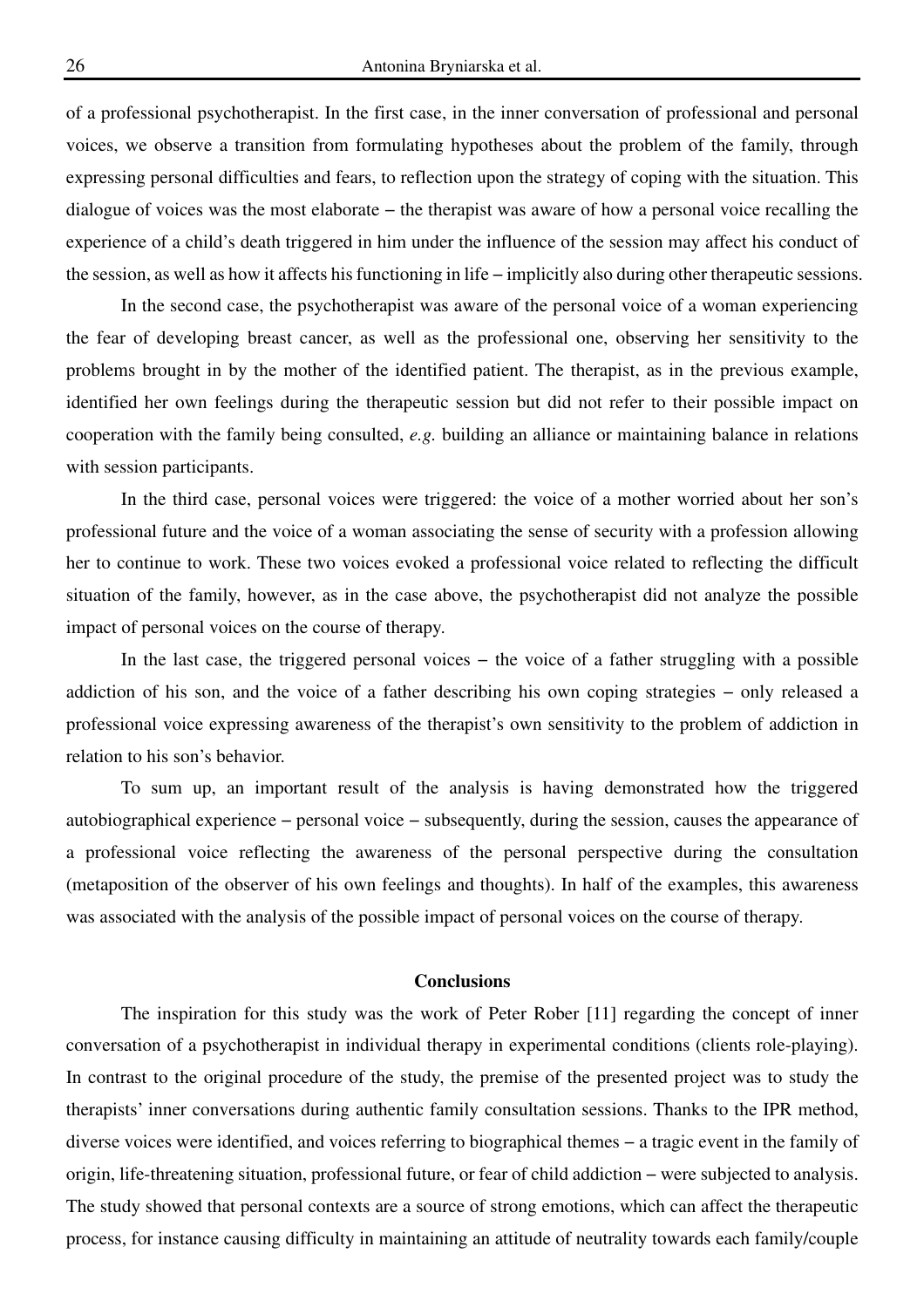of a professional psychotherapist. In the first case, in the inner conversation of professional and personal voices, we observe a transition from formulating hypotheses about the problem of the family, through expressing personal difficulties and fears, to reflection upon the strategy of coping with the situation. This dialogue of voices was the most elaborate – the therapist was aware of how a personal voice recalling the experience of a child's death triggered in him under the influence of the session may affect his conduct of the session, as well as how it affects his functioning in life – implicitly also during other therapeutic sessions.

In the second case, the psychotherapist was aware of the personal voice of a woman experiencing the fear of developing breast cancer, as well as the professional one, observing her sensitivity to the problems brought in by the mother of the identified patient. The therapist, as in the previous example, identified her own feelings during the therapeutic session but did not refer to their possible impact on cooperation with the family being consulted, *e.g.* building an alliance or maintaining balance in relations with session participants.

In the third case, personal voices were triggered: the voice of a mother worried about her son's professional future and the voice of a woman associating the sense of security with a profession allowing her to continue to work. These two voices evoked a professional voice related to reflecting the difficult situation of the family, however, as in the case above, the psychotherapist did not analyze the possible impact of personal voices on the course of therapy.

In the last case, the triggered personal voices – the voice of a father struggling with a possible addiction of his son, and the voice of a father describing his own coping strategies – only released a professional voice expressing awareness of the therapist's own sensitivity to the problem of addiction in relation to his son's behavior.

To sum up, an important result of the analysis is having demonstrated how the triggered autobiographical experience – personal voice – subsequently, during the session, causes the appearance of a professional voice reflecting the awareness of the personal perspective during the consultation (metaposition of the observer of his own feelings and thoughts). In half of the examples, this awareness was associated with the analysis of the possible impact of personal voices on the course of therapy.

## Conclusions

The inspiration for this study was the work of Peter Rober [11] regarding the concept of inner conversation of a psychotherapist in individual therapy in experimental conditions (clients role-playing). In contrast to the original procedure of the study, the premise of the presented project was to study the therapists' inner conversations during authentic family consultation sessions. Thanks to the IPR method, diverse voices were identified, and voices referring to biographical themes – a tragic event in the family of origin, life-threatening situation, professional future, or fear of child addiction – were subjected to analysis. The study showed that personal contexts are a source of strong emotions, which can affect the therapeutic process, for instance causing difficulty in maintaining an attitude of neutrality towards each family/couple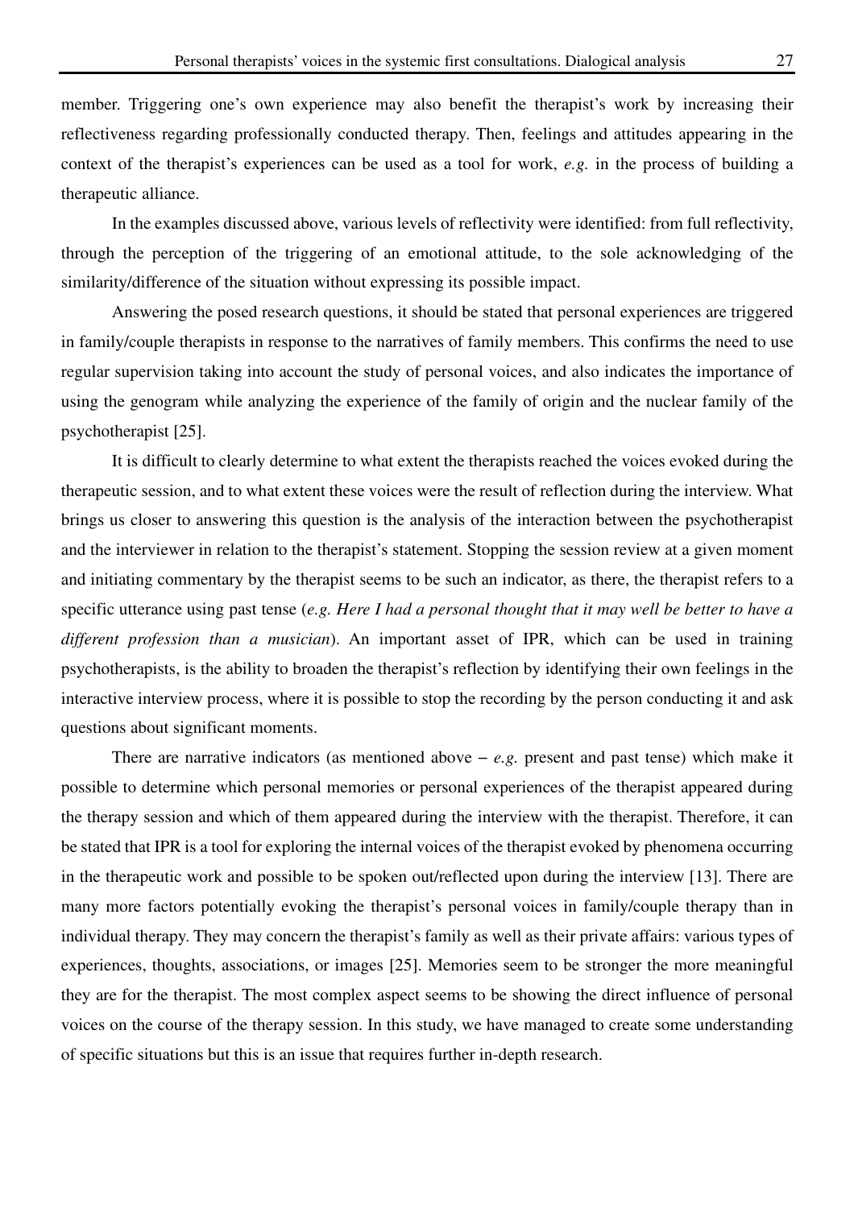member. Triggering one's own experience may also benefit the therapist's work by increasing their reflectiveness regarding professionally conducted therapy. Then, feelings and attitudes appearing in the context of the therapist's experiences can be used as a tool for work, *e.g.* in the process of building a therapeutic alliance.

In the examples discussed above, various levels of reflectivity were identified: from full reflectivity, through the perception of the triggering of an emotional attitude, to the sole acknowledging of the similarity/difference of the situation without expressing its possible impact.

Answering the posed research questions, it should be stated that personal experiences are triggered in family/couple therapists in response to the narratives of family members. This confirms the need to use regular supervision taking into account the study of personal voices, and also indicates the importance of using the genogram while analyzing the experience of the family of origin and the nuclear family of the psychotherapist [25].

It is difficult to clearly determine to what extent the therapists reached the voices evoked during the therapeutic session, and to what extent these voices were the result of reflection during the interview. What brings us closer to answering this question is the analysis of the interaction between the psychotherapist and the interviewer in relation to the therapist's statement. Stopping the session review at a given moment and initiating commentary by the therapist seems to be such an indicator, as there, the therapist refers to a specific utterance using past tense (*e.g. Here I had a personal thought that it may well be better to have a different profession than a musician*). An important asset of IPR, which can be used in training psychotherapists, is the ability to broaden the therapist's reflection by identifying their own feelings in the interactive interview process, where it is possible to stop the recording by the person conducting it and ask questions about significant moments.

There are narrative indicators (as mentioned above – *e.g.* present and past tense) which make it possible to determine which personal memories or personal experiences of the therapist appeared during the therapy session and which of them appeared during the interview with the therapist. Therefore, it can be stated that IPR is a tool for exploring the internal voices of the therapist evoked by phenomena occurring in the therapeutic work and possible to be spoken out/reflected upon during the interview [13]. There are many more factors potentially evoking the therapist's personal voices in family/couple therapy than in individual therapy. They may concern the therapist's family as well as their private affairs: various types of experiences, thoughts, associations, or images [25]. Memories seem to be stronger the more meaningful they are for the therapist. The most complex aspect seems to be showing the direct influence of personal voices on the course of the therapy session. In this study, we have managed to create some understanding of specific situations but this is an issue that requires further in-depth research.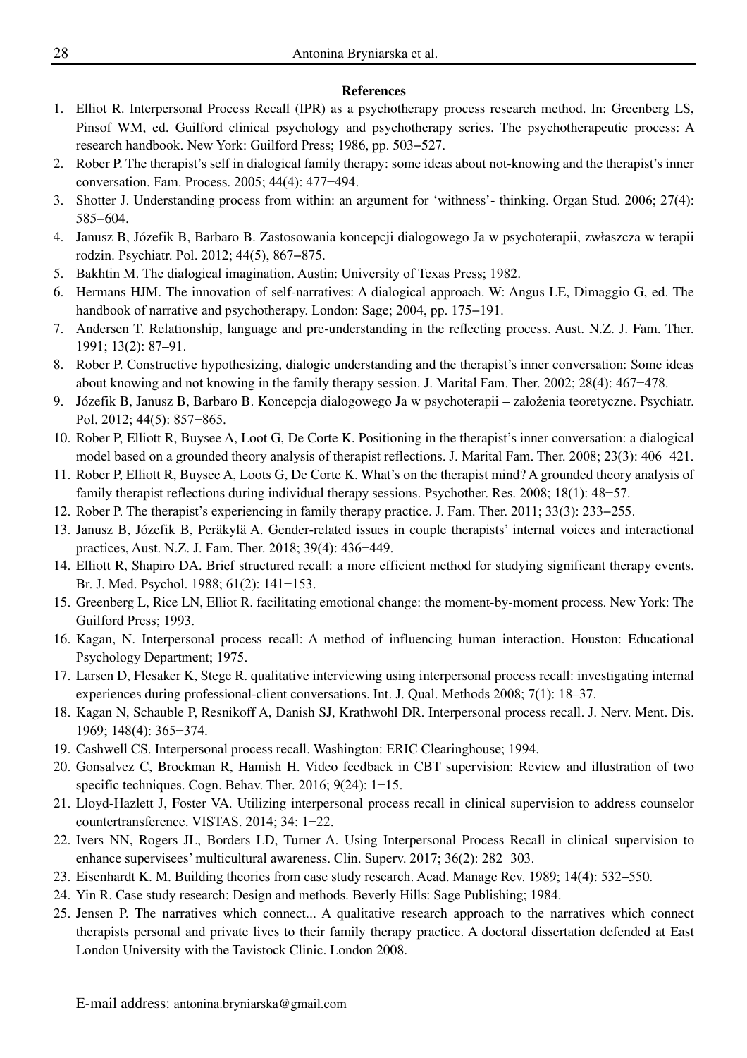## References

1. Elliot R. Interpersonal Process Recall (IPR) as a psychotherapy process research method. In: Greenberg LS, Pinsof WM, ed. Guilford clinical psychology and psychotherapy series. The psychotherapeutic process: A research handbook. New York: Guilford Press; 1986, pp. 503−527.
2. Rober P. The therapist's self in dialogical family therapy: some ideas about not-knowing and the therapist's inner conversation. Fam. Process. 2005; 44(4): 477−494.
3. Shotter J. Understanding process from within: an argument for 'withness'- thinking. Organ Stud. 2006; 27(4): 585−604.
4. Janusz B, Józefik B, Barbaro B. Zastosowania koncepcji dialogowego Ja w psychoterapii, zwłaszcza w terapii rodzin. Psychiatr. Pol. 2012; 44(5), 867−875.
5. Bakhtin M. The dialogical imagination. Austin: University of Texas Press; 1982.
6. Hermans HJM. The innovation of self-narratives: A dialogical approach. W: Angus LE, Dimaggio G, ed. The handbook of narrative and psychotherapy. London: Sage; 2004, pp. 175−191.
7. Andersen T. Relationship, language and pre-understanding in the reflecting process. Aust. N.Z. J. Fam. Ther. 1991; 13(2): 87–91.
8. Rober P. Constructive hypothesizing, dialogic understanding and the therapist's inner conversation: Some ideas about knowing and not knowing in the family therapy session. J. Marital Fam. Ther. 2002; 28(4): 467−478.
9. Józefik B, Janusz B, Barbaro B. Koncepcja dialogowego Ja w psychoterapii – założenia teoretyczne. Psychiatr. Pol. 2012; 44(5): 857−865.
10. Rober P, Elliott R, Buysee A, Loot G, De Corte K. Positioning in the therapist's inner conversation: a dialogical model based on a grounded theory analysis of therapist reflections. J. Marital Fam. Ther. 2008; 23(3): 406−421.
11. Rober P, Elliott R, Buysee A, Loots G, De Corte K. What's on the therapist mind? A grounded theory analysis of family therapist reflections during individual therapy sessions. Psychother. Res. 2008; 18(1): 48−57.
12. Rober P. The therapist's experiencing in family therapy practice. J. Fam. Ther. 2011; 33(3): 233−255.
13. Janusz B, Józefik B, Peräkylä A. Gender-related issues in couple therapists' internal voices and interactional practices, Aust. N.Z. J. Fam. Ther. 2018; 39(4): 436−449.
14. Elliott R, Shapiro DA. Brief structured recall: a more efficient method for studying significant therapy events. Br. J. Med. Psychol. 1988; 61(2): 141−153.
15. Greenberg L, Rice LN, Elliot R. facilitating emotional change: the moment-by-moment process. New York: The Guilford Press; 1993.
16. Kagan, N. Interpersonal process recall: A method of influencing human interaction. Houston: Educational Psychology Department; 1975.
17. Larsen D, Flesaker K, Stege R. qualitative interviewing using interpersonal process recall: investigating internal experiences during professional-client conversations. Int. J. Qual. Methods 2008; 7(1): 18–37.
18. Kagan N, Schauble P, Resnikoff A, Danish SJ, Krathwohl DR. Interpersonal process recall. J. Nerv. Ment. Dis. 1969; 148(4): 365−374.
19. Cashwell CS. Interpersonal process recall. Washington: ERIC Clearinghouse; 1994.
20. Gonsalvez C, Brockman R, Hamish H. Video feedback in CBT supervision: Review and illustration of two specific techniques. Cogn. Behav. Ther. 2016; 9(24): 1−15.
21. Lloyd-Hazlett J, Foster VA. Utilizing interpersonal process recall in clinical supervision to address counselor countertransference. VISTAS. 2014; 34: 1−22.
22. Ivers NN, Rogers JL, Borders LD, Turner A. Using Interpersonal Process Recall in clinical supervision to enhance supervisees' multicultural awareness. Clin. Superv. 2017; 36(2): 282−303.
23. Eisenhardt K. M. Building theories from case study research. Acad. Manage Rev. 1989; 14(4): 532–550.
24. Yin R. Case study research: Design and methods. Beverly Hills: Sage Publishing; 1984.
25. Jensen P. The narratives which connect... A qualitative research approach to the narratives which connect therapists personal and private lives to their family therapy practice. A doctoral dissertation defended at East London University with the Tavistock Clinic. London 2008.

E-mail address: antonina.bryniarska@gmail.com